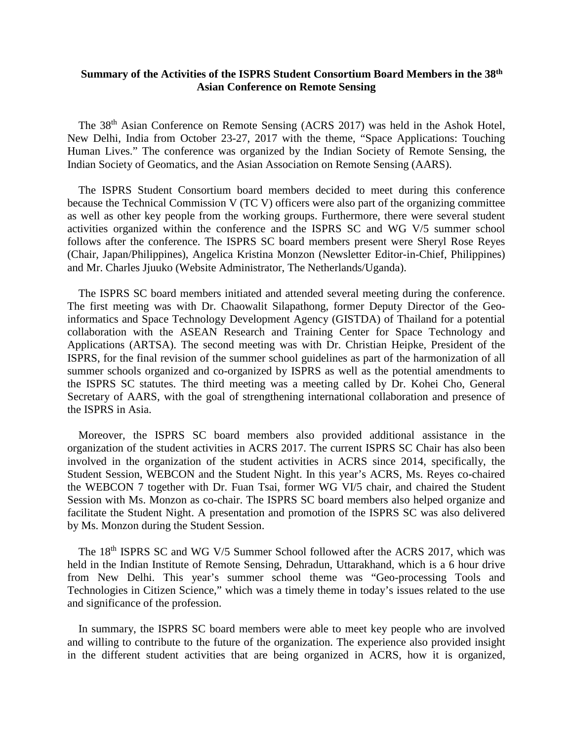**Summary of the Activities of the ISPRS Student Consortium Board Members in the 38th Asian Conference on Remote Sensing**

The 38th Asian Conference on Remote Sensing (ACRS 2017) was held in the Ashok Hotel, New Delhi, India from October 23-27, 2017 with the theme, "Space Applications: Touching Human Lives." The conference was organized by the Indian Society of Remote Sensing, the Indian Society of Geomatics, and the Asian Association on Remote Sensing (AARS).

The ISPRS Student Consortium board members decided to meet during this conference because the Technical Commission V (TC V) officers were also part of the organizing committee as well as other key people from the working groups. Furthermore, there were several student activities organized within the conference and the ISPRS SC and WG V/5 summer school follows after the conference. The ISPRS SC board members present were Sheryl Rose Reyes (Chair, Japan/Philippines), Angelica Kristina Monzon (Newsletter Editor-in-Chief, Philippines) and Mr. Charles Jjuuko (Website Administrator, The Netherlands/Uganda).

The ISPRS SC board members initiated and attended several meeting during the conference. The first meeting was with Dr. Chaowalit Silapathong, former Deputy Director of the Geo-informatics and Space Technology Development Agency (GISTDA) of Thailand for a potential collaboration with the ASEAN Research and Training Center for Space Technology and Applications (ARTSA). The second meeting was with Dr. Christian Heipke, President of the ISPRS, for the final revision of the summer school guidelines as part of the harmonization of all summer schools organized and co-organized by ISPRS as well as the potential amendments to the ISPRS SC statutes. The third meeting was a meeting called by Dr. Kohei Cho, General Secretary of AARS, with the goal of strengthening international collaboration and presence of the ISPRS in Asia.

Moreover, the ISPRS SC board members also provided additional assistance in the organization of the student activities in ACRS 2017. The current ISPRS SC Chair has also been involved in the organization of the student activities in ACRS since 2014, specifically, the Student Session, WEBCON and the Student Night. In this year's ACRS, Ms. Reyes co-chaired the WEBCON 7 together with Dr. Fuan Tsai, former WG VI/5 chair, and chaired the Student Session with Ms. Monzon as co-chair. The ISPRS SC board members also helped organize and facilitate the Student Night. A presentation and promotion of the ISPRS SC was also delivered by Ms. Monzon during the Student Session.

The 18th ISPRS SC and WG V/5 Summer School followed after the ACRS 2017, which was held in the Indian Institute of Remote Sensing, Dehradun, Uttarakhand, which is a 6 hour drive from New Delhi. This year's summer school theme was "Geo-processing Tools and Technologies in Citizen Science," which was a timely theme in today's issues related to the use and significance of the profession.

In summary, the ISPRS SC board members were able to meet key people who are involved and willing to contribute to the future of the organization. The experience also provided insight in the different student activities that are being organized in ACRS, how it is organized,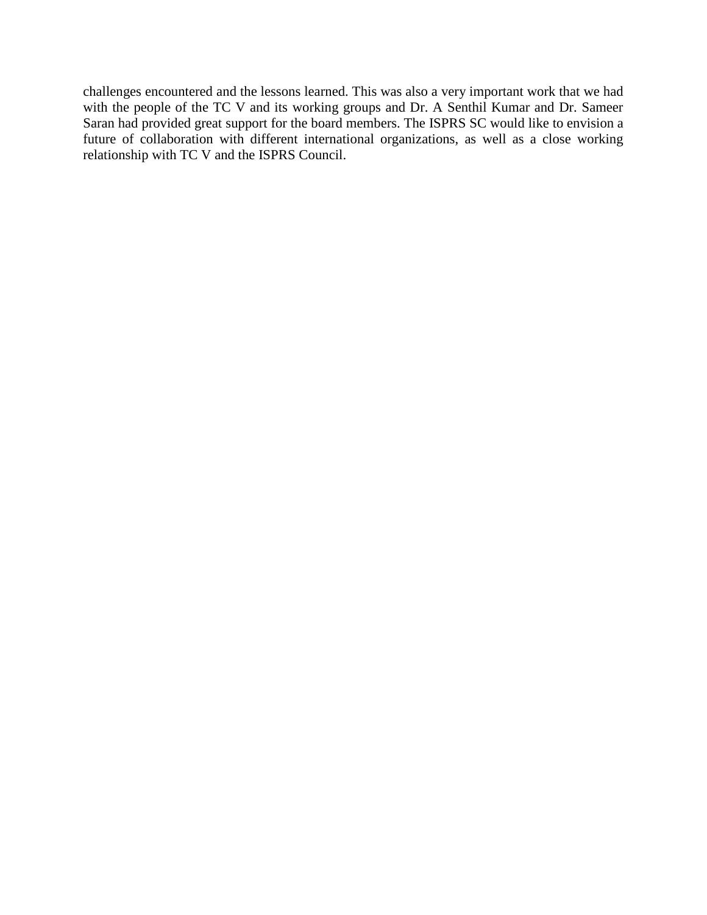challenges encountered and the lessons learned. This was also a very important work that we had with the people of the TC V and its working groups and Dr. A Senthil Kumar and Dr. Sameer Saran had provided great support for the board members. The ISPRS SC would like to envision a future of collaboration with different international organizations, as well as a close working relationship with TC V and the ISPRS Council.